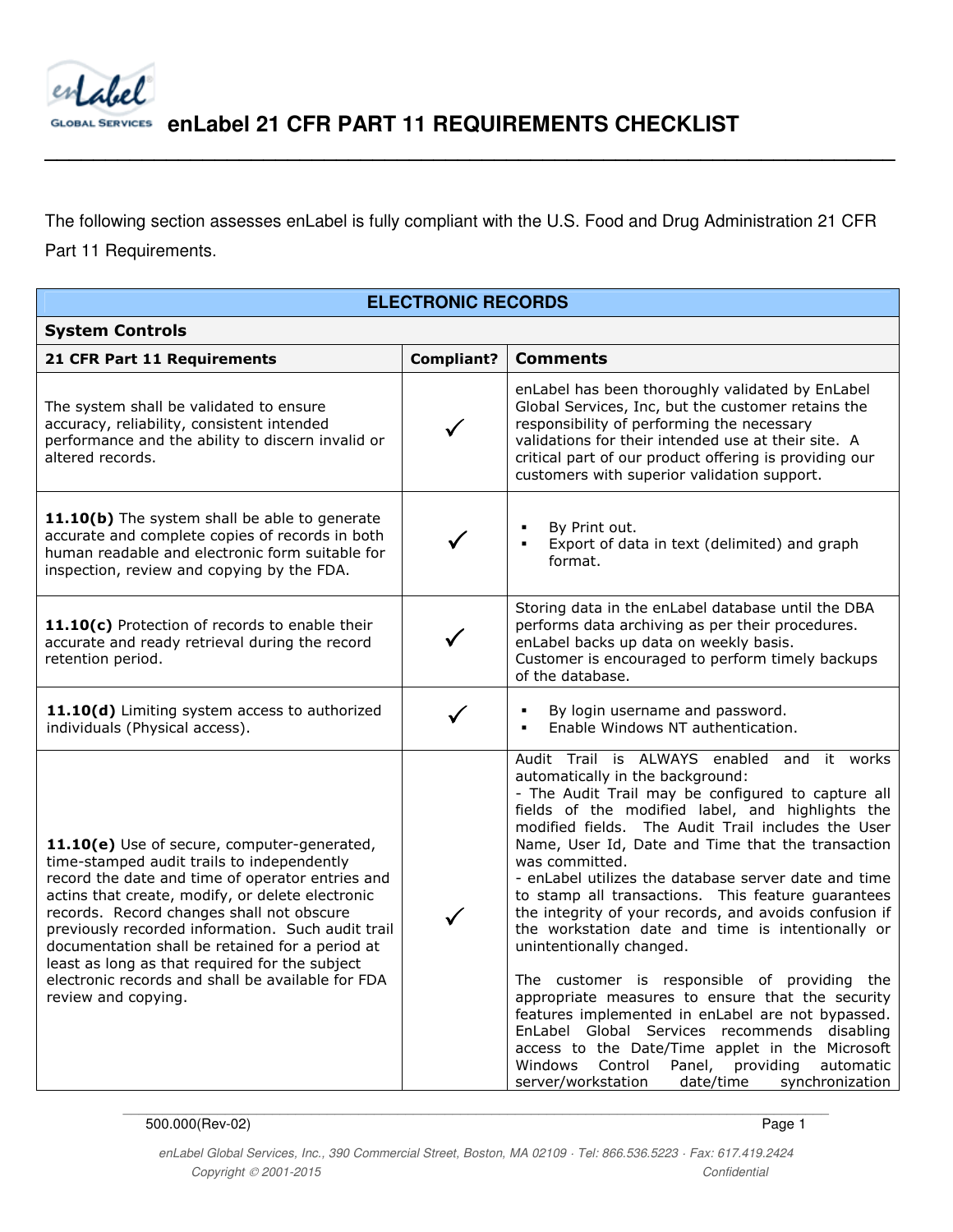# enLabel 21 CFR PART 11 REQUIREMENTS CHECKLIST

The following section assesses enLabel is fully compliant with the U.S. Food and Drug Administration 21 CFR Part 11 Requirements.

| ELECTRONIC RECORDS | | |
|---|---|---|
| **System Controls** | | |
| **21 CFR Part 11 Requirements** | **Compliant?** | **Comments** |
| The system shall be validated to ensure accuracy, reliability, consistent intended performance and the ability to discern invalid or altered records. | ✓ | enLabel has been thoroughly validated by EnLabel Global Services, Inc, but the customer retains the responsibility of performing the necessary validations for their intended use at their site. A critical part of our product offering is providing our customers with superior validation support. |
| **11.10(b)** The system shall be able to generate accurate and complete copies of records in both human readable and electronic form suitable for inspection, review and copying by the FDA. | ✓ | ▪ By Print out.<br>▪ Export of data in text (delimited) and graph format. |
| **11.10(c)** Protection of records to enable their accurate and ready retrieval during the record retention period. | ✓ | Storing data in the enLabel database until the DBA performs data archiving as per their procedures. enLabel backs up data on weekly basis.<br>Customer is encouraged to perform timely backups of the database. |
| **11.10(d)** Limiting system access to authorized individuals (Physical access). | ✓ | ▪ By login username and password.<br>▪ Enable Windows NT authentication. |
| **11.10(e)** Use of secure, computer-generated, time-stamped audit trails to independently record the date and time of operator entries and actins that create, modify, or delete electronic records. Record changes shall not obscure previously recorded information. Such audit trail documentation shall be retained for a period at least as long as that required for the subject electronic records and shall be available for FDA review and copying. | ✓ | Audit Trail is ALWAYS enabled and it works automatically in the background:<br>- The Audit Trail may be configured to capture all fields of the modified label, and highlights the modified fields. The Audit Trail includes the User Name, User Id, Date and Time that the transaction was committed.<br>- enLabel utilizes the database server date and time to stamp all transactions. This feature guarantees the integrity of your records, and avoids confusion if the workstation date and time is intentionally or unintentionally changed.<br><br>The customer is responsible of providing the appropriate measures to ensure that the security features implemented in enLabel are not bypassed. EnLabel Global Services recommends disabling access to the Date/Time applet in the Microsoft Windows Control Panel, providing automatic server/workstation date/time synchronization |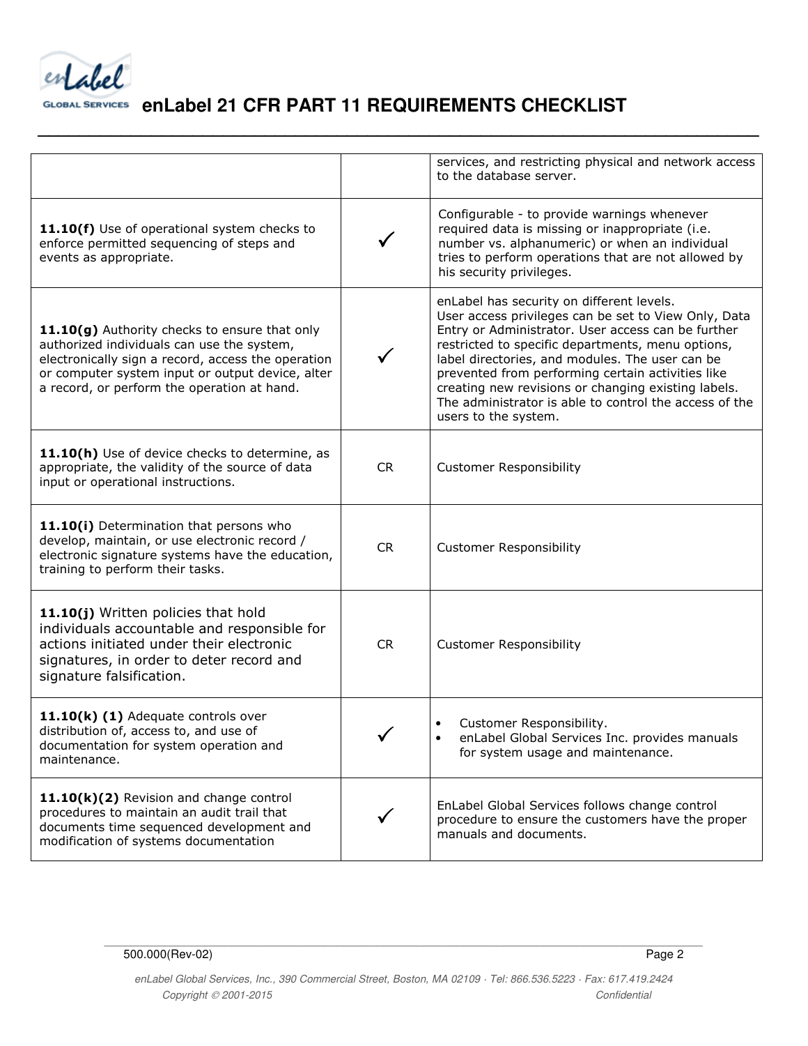| | | |
|---|---|---|
| | | services, and restricting physical and network access to the database server. |
| **11.10(f)** Use of operational system checks to enforce permitted sequencing of steps and events as appropriate. | ✓ | Configurable - to provide warnings whenever required data is missing or inappropriate (i.e. number vs. alphanumeric) or when an individual tries to perform operations that are not allowed by his security privileges. |
| **11.10(g)** Authority checks to ensure that only authorized individuals can use the system, electronically sign a record, access the operation or computer system input or output device, alter a record, or perform the operation at hand. | ✓ | enLabel has security on different levels. User access privileges can be set to View Only, Data Entry or Administrator. User access can be further restricted to specific departments, menu options, label directories, and modules. The user can be prevented from performing certain activities like creating new revisions or changing existing labels. The administrator is able to control the access of the users to the system. |
| **11.10(h)** Use of device checks to determine, as appropriate, the validity of the source of data input or operational instructions. | CR | Customer Responsibility |
| **11.10(i)** Determination that persons who develop, maintain, or use electronic record / electronic signature systems have the education, training to perform their tasks. | CR | Customer Responsibility |
| **11.10(j)** Written policies that hold individuals accountable and responsible for actions initiated under their electronic signatures, in order to deter record and signature falsification. | CR | Customer Responsibility |
| **11.10(k) (1)** Adequate controls over distribution of, access to, and use of documentation for system operation and maintenance. | ✓ | • Customer Responsibility.<br>• enLabel Global Services Inc. provides manuals for system usage and maintenance. |
| **11.10(k)(2)** Revision and change control procedures to maintain an audit trail that documents time sequenced development and modification of systems documentation | ✓ | EnLabel Global Services follows change control procedure to ensure the customers have the proper manuals and documents. |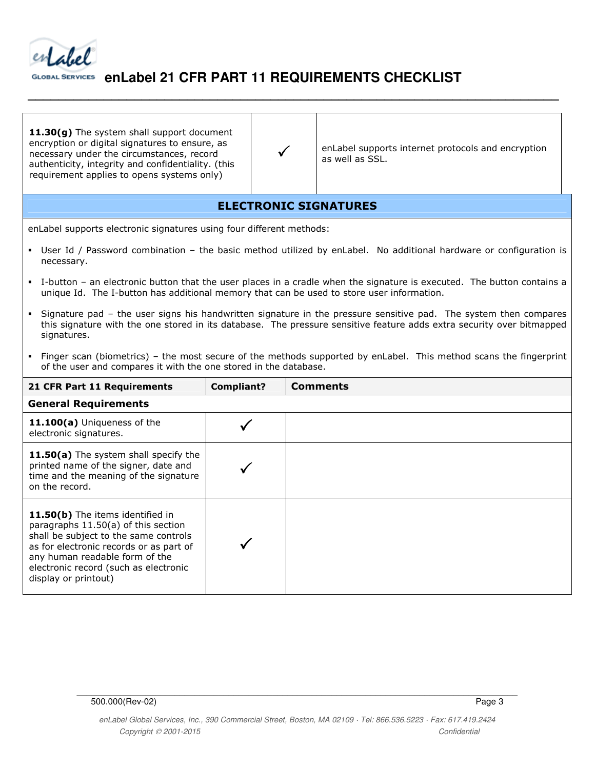| | | |
|---|---|---|
| **11.30(g)** The system shall support document encryption or digital signatures to ensure, as necessary under the circumstances, record authenticity, integrity and confidentiality. (this requirement applies to opens systems only) | ✓ | enLabel supports internet protocols and encryption as well as SSL. |

## ELECTRONIC SIGNATURES

enLabel supports electronic signatures using four different methods:

- User Id / Password combination – the basic method utilized by enLabel. No additional hardware or configuration is necessary.
- I-button – an electronic button that the user places in a cradle when the signature is executed. The button contains a unique Id. The I-button has additional memory that can be used to store user information.
- Signature pad – the user signs his handwritten signature in the pressure sensitive pad. The system then compares this signature with the one stored in its database. The pressure sensitive feature adds extra security over bitmapped signatures.
- Finger scan (biometrics) – the most secure of the methods supported by enLabel. This method scans the fingerprint of the user and compares it with the one stored in the database.

| 21 CFR Part 11 Requirements | Compliant? | Comments |
|---|---|---|
| **General Requirements** | | |
| **11.100(a)** Uniqueness of the electronic signatures. | ✓ | |
| **11.50(a)** The system shall specify the printed name of the signer, date and time and the meaning of the signature on the record. | ✓ | |
| **11.50(b)** The items identified in paragraphs 11.50(a) of this section shall be subject to the same controls as for electronic records or as part of any human readable form of the electronic record (such as electronic display or printout) | ✓ | |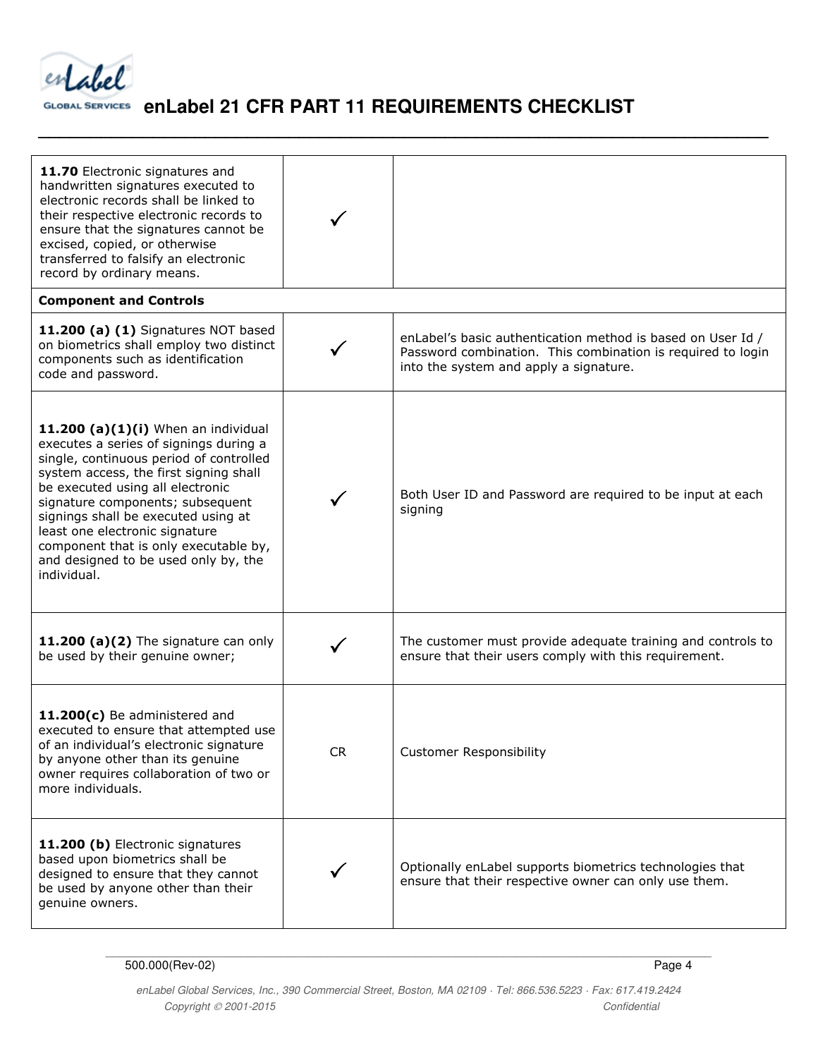| | | |
|---|---|---|
| **11.70** Electronic signatures and handwritten signatures executed to electronic records shall be linked to their respective electronic records to ensure that the signatures cannot be excised, copied, or otherwise transferred to falsify an electronic record by ordinary means. | ✓ | |
| **Component and Controls** | | |
| **11.200 (a) (1)** Signatures NOT based on biometrics shall employ two distinct components such as identification code and password. | ✓ | enLabel's basic authentication method is based on User Id / Password combination. This combination is required to login into the system and apply a signature. |
| **11.200 (a)(1)(i)** When an individual executes a series of signings during a single, continuous period of controlled system access, the first signing shall be executed using all electronic signature components; subsequent signings shall be executed using at least one electronic signature component that is only executable by, and designed to be used only by, the individual. | ✓ | Both User ID and Password are required to be input at each signing |
| **11.200 (a)(2)** The signature can only be used by their genuine owner; | ✓ | The customer must provide adequate training and controls to ensure that their users comply with this requirement. |
| **11.200(c)** Be administered and executed to ensure that attempted use of an individual's electronic signature by anyone other than its genuine owner requires collaboration of two or more individuals. | CR | Customer Responsibility |
| **11.200 (b)** Electronic signatures based upon biometrics shall be designed to ensure that they cannot be used by anyone other than their genuine owners. | ✓ | Optionally enLabel supports biometrics technologies that ensure that their respective owner can only use them. |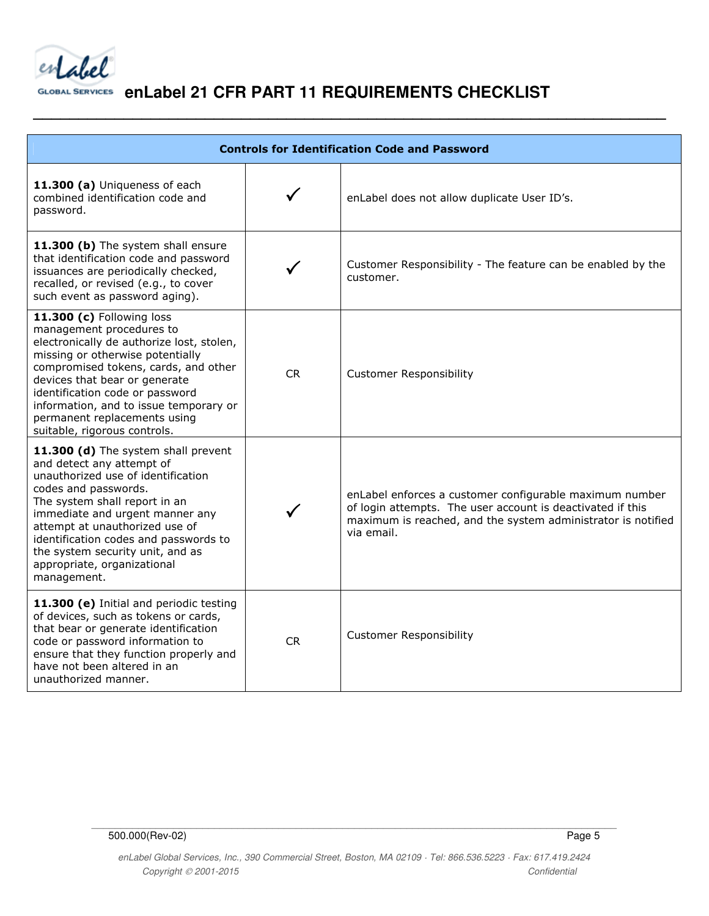| Controls for Identification Code and Password | | |
|---|---|---|
| **11.300 (a)** Uniqueness of each combined identification code and password. | ✓ | enLabel does not allow duplicate User ID's. |
| **11.300 (b)** The system shall ensure that identification code and password issuances are periodically checked, recalled, or revised (e.g., to cover such event as password aging). | ✓ | Customer Responsibility - The feature can be enabled by the customer. |
| **11.300 (c)** Following loss management procedures to electronically de authorize lost, stolen, missing or otherwise potentially compromised tokens, cards, and other devices that bear or generate identification code or password information, and to issue temporary or permanent replacements using suitable, rigorous controls. | CR | Customer Responsibility |
| **11.300 (d)** The system shall prevent and detect any attempt of unauthorized use of identification codes and passwords. The system shall report in an immediate and urgent manner any attempt at unauthorized use of identification codes and passwords to the system security unit, and as appropriate, organizational management. | ✓ | enLabel enforces a customer configurable maximum number of login attempts. The user account is deactivated if this maximum is reached, and the system administrator is notified via email. |
| **11.300 (e)** Initial and periodic testing of devices, such as tokens or cards, that bear or generate identification code or password information to ensure that they function properly and have not been altered in an unauthorized manner. | CR | Customer Responsibility |